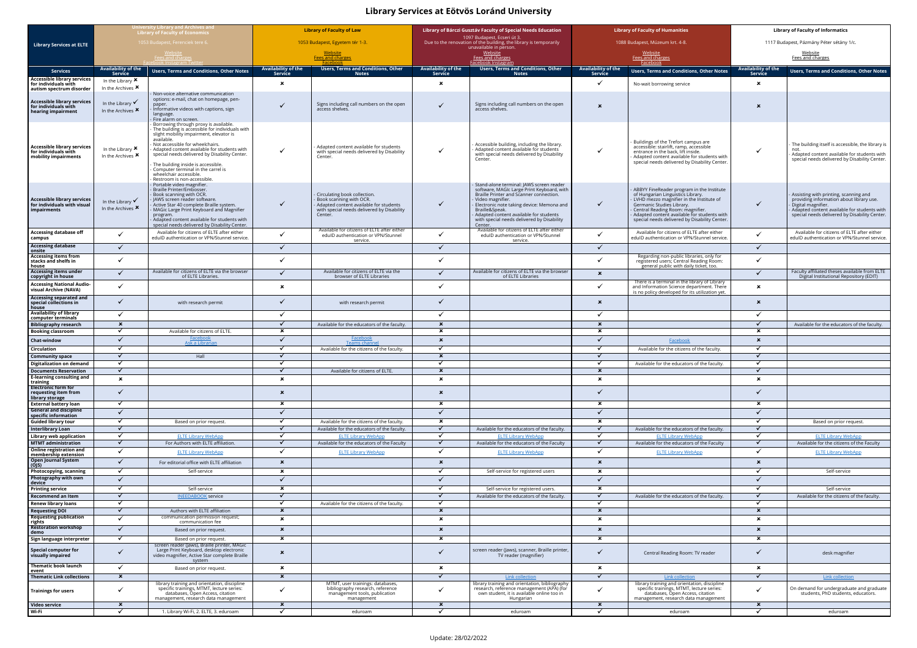# Library Services at Eötvös Loránd University

| Library Services at ELTE | University Library and Archives and Library of Faculty of Economics<br>1053 Budapest, Ferenciek tere 6.<br>Website<br>Fees and charges<br>Facebook Instagram Twitter | | Library of Faculty of Law<br>1053 Budapest, Egyetem tér 1-3.<br>Website<br>Fees and charges<br>Facebook | | Library of Bárczi Gusztáv Faculty of Special Needs Education<br>1097 Budapest, Ecseri út 3.<br>Due to the renovation of the building, the library is temporarily unavailable in person.<br>Website<br>Fees and charges<br>Facebook Instagram | | Library of Faculty of Humanities<br>1088 Budapest, Múzeum krt. 4-8.<br>Website<br>Fees and charges<br>Facebook | | Library of Faculty of Informatics<br>1117 Budapest, Pázmány Péter sétány 1/c.<br>Website<br>Fees and charges | |
|---|---|---|---|---|---|---|---|---|---|---|
| **Services** | **Availability of the Service** | **Users, Terms and Conditions, Other Notes** | **Availability of the Service** | **Users, Terms and Conditions, Other Notes** | **Availability of the Service** | **Users, Terms and Conditions, Other Notes** | **Availability of the Service** | **Users, Terms and Conditions, Other Notes** | **Availability of the Service** | **Users, Terms and Conditions, Other Notes** |
| **Accessible library services for individuals with autism spectrum disorder** | In the Library ✗<br>In the Archives ✗ | | ✗ | | ✗ | | ✓ | No-wait borrowing service | ✗ | |
| **Accessible library services for individuals with hearing impairment** | In the Library ✓<br>In the Archives ✗ | - Non-voice alternative communication options: e-mail, chat on homepage, pen-paper.<br>- Informative videos with captions, sign language.<br>- Fire alarm on screen. | ✓ | Signs including call numbers on the open access shelves. | ✓ | Signs including call numbers on the open access shelves. | ✗ | | ✗ | |
| **Accessible library services for individuals with mobility impairments** | In the Library ✗<br>In the Archives ✗ | - Borrowing through proxy is available.<br>- The building is accessible for individuals with slight mobility impairment, elevator is available.<br>- Not accessible for wheelchairs.<br>- Adapted content available for students with special needs delivered by Disability Center.<br>- The building inside is accessible.<br>- Computer terminal in the carrel is wheelchair accessible.<br>- Restroom is non-accessible. | ✓ | - Adapted content available for students with special needs delivered by Disability Center. | ✓ | - Accessible building, including the library.<br>- Adapted content available for students with special needs delivered by Disability Center. | ✓ | - Buildings of the Trefort campus are accessible: stairlift, ramp, accessible entrance in the back, lift inside.<br>- Adapted content available for students with special needs delivered by Disability Center. | ✓ | - The building itself is accessible, the library is not.<br>- Adapted content available for students with special needs delivered by Disability Center. |
| **Accessible library services for individuals with visual impairments** | In the Library ✓<br>In the Archives ✗ | - Portable video magnifier.<br>- Braille Printer/Embosser.<br>- Book scanning with OCR.<br>- JAWS screen reader software.<br>- Active Star 40 complete Braille system.<br>- MAGic Large Print Keyboard and Magnifier program.<br>- Adapted content available for students with special needs delivered by Disability Center. | ✓ | - Circulating book collection.<br>- Book scanning with OCR.<br>- Adapted content available for students with special needs delivered by Disability Center. | ✓ | - Stand-alone terminal: JAWS screen reader software, MAGic Large Print Keyboard, with Braille Printer and Scanner connection.<br>- Video magnifier.<br>- Electronic note taking device: Memona and Braille&Speak.<br>- Adapted content available for students with special needs delivered by Disability Center. | ✓ | - ABBYY FineReader program in the Institute of Hungarian Linguistics Library.<br>- LVHD mezzo magnifier in the Institute of Germanic Studies Library.<br>- Central Reading Room: magnifier.<br>- Adapted content available for students with special needs delivered by Disability Center. | ✓ | - Assisting with printing, scanning and providing information about library use.<br>- Digital magnifier.<br>- Adapted content available for students with special needs delivered by Disability Center. |
| **Accessing database off campus** | ✓ | Available for citizens of ELTE after either eduID authentication or VPN/Stunnel service. | ✓ | Available for citizens of ELTE after either eduID authentication or VPN/Stunnel service. | ✓ | Available for citizens of ELTE after either eduID authentication or VPN/Stunnel service. | ✓ | Available for citizens of ELTE after either eduID authentication or VPN/Stunnel service. | ✓ | Available for citizens of ELTE after either eduID authentication or VPN/Stunnel service. |
| **Accessing database onsite** | ✓ | | ✓ | | ✓ | | ✓ | | ✓ | |
| **Accessing items from stacks and shelfs in house** | ✓ | | ✓ | | ✓ | | ✓ | Regarding non-public libraries, only for registered users; Central Reading Room: general public with daily ticket, too. | ✓ | |
| **Accessing items under copyright in house** | ✓ | Available for citizens of ELTE via the browser of ELTE Libraries. | ✓ | Available for citizens of ELTE via the browser of ELTE Libraries | ✓ | Available for citizens of ELTE via the browser of ELTE Libraries | ✗ | | ✓ | Faculty affiliated theses available from ELTE Digital Institutional Repository (EDIT) |
| **Accessing National Audio-visual Archive (NAVA)** | ✓ | | ✗ | | ✓ | | ✓ | There is a terminal in the library of Library and Information Science department. There is no policy developed for its utilization yet. | ✗ | |
| **Accessing separated and special collections in house** | ✓ | with research permit | ✓ | with research permit | ✓ | | ✗ | | ✗ | |
| **Availability of library computer terminals** | ✓ | | ✓ | | ✓ | | ✓ | | ✓ | |
| **Bibliography research** | ✗ | | ✓ | Available for the educators of the faculty. | ✗ | | ✗ | | ✓ | Available for the educators of the faculty. |
| **Booking classroom** | ✓ | Available for citizens of ELTE. | ✗ | | ✗ | | ✗ | | ✗ | |
| **Chat-window** | ✓ | Facebook<br>Ask a Librarian | ✓ | Facebook<br>Teams channel | ✗ | | ✓ | Facebook | ✗ | |
| **Circulation** | ✓ | | ✓ | Available for the citizens of the faculty. | ✓ | | ✓ | Available for the citizens of the faculty. | ✓ | |
| **Community space** | ✓ | Hall | ✓ | | ✗ | | ✓ | | ✓ | |
| **Digitalization on demand** | ✓ | | ✓ | | ✓ | | ✓ | Available for the educators of the faculty. | ✓ | |
| **Documents Reservation** | ✓ | | ✓ | Available for citizens of ELTE. | ✗ | | ✗ | | ✓ | |
| **E-learning consulting and training** | ✗ | | ✗ | | ✗ | | ✗ | | ✗ | |
| **Electronic form for requesting item from library storage** | ✓ | | ✗ | | ✗ | | ✓ | | ✓ | |
| **External battery loan** | ✓ | | ✗ | | ✗ | | ✗ | | ✗ | |
| **General and discipline specific information** | ✓ | | ✓ | | ✓ | | ✓ | | ✓ | |
| **Guided library tour** | ✓ | Based on prior request. | ✓ | Available for the citizens of the faculty. | ✗ | | ✗ | | ✓ | Based on prior request. |
| **Interlibrary Loan** | ✓ | | ✓ | Available for the educators of the faculty. | ✓ | Available for the educators of the faculty. | ✓ | Available for the educators of the faculty. | ✓ | |
| **Library web application** | ✓ | ELTE Library WebApp | ✓ | ELTE Library WebApp | ✓ | ELTE Library WebApp | ✓ | ELTE Library WebApp | ✓ | ELTE Library WebApp |
| **MTMT administration** | ✓ | For Authors with ELTE affiliation. | ✓ | Available for the educators of the Faculty | ✓ | Available for the educators of the Faculty | ✓ | Available for the educators of the Faculty | ✓ | Available for the educators of the Faculty |
| **Online registration and membership extension** | ✓ | ELTE Library WebApp | ✓ | ELTE Library WebApp | ✓ | ELTE Library WebApp | ✓ | ELTE Library WebApp | ✓ | ELTE Library WebApp |
| **Open Journal System (OJS)** | ✓ | For editorial office with ELTE affiliation | ✗ | | ✗ | | ✗ | | ✗ | |
| **Photocopying, scanning** | ✓ | Self-service | ✗ | | ✓ | Self-service for registered users | ✗ | | ✓ | Self-service |
| **Photography with own device** | ✓ | | ✓ | | ✓ | | ✓ | | ✓ | |
| **Printing service** | ✓ | Self-service | ✗ | | ✓ | Self-service for registered users. | ✗ | | ✓ | Self-service |
| **Recommend an Item** | ✓ | INEEDABOOK service | ✓ | | ✓ | Available for the educators of the faculty. | ✓ | Available for the educators of the faculty. | ✓ | Available for the citizens of the faculty. |
| **Renew library loans** | ✓ | | ✓ | Available for the citizens of the faculty. | ✓ | | ✓ | | ✓ | |
| **Requesting DOI** | ✓ | Authors with ELTE affiliation | ✗ | | ✗ | | ✗ | | ✗ | |
| **Requesting publication rights** | ✓ | communication permission request; communication fee | ✗ | | ✗ | | ✗ | | ✗ | |
| **Restoration workshop demo** | ✓ | Based on prior request. | ✗ | | ✗ | | ✗ | | ✗ | |
| **Sign language interpreter** | ✓ | Based on prior request. | ✗ | | ✗ | | ✗ | | ✗ | |
| **Special computer for visually impaired** | ✓ | screen reader (Jaws), Braille printer, MAGic Large Print Keyboard, desktop electronic video magnifier, Active Star complete Braille system | ✗ | | ✓ | screen reader (Jaws), scanner, Braille printer, TV reader (magnifier) | ✓ | Central Reading Room: TV reader | ✓ | desk magnifier |
| **Thematic book launch event** | ✓ | Based on prior request. | ✗ | | ✗ | | ✗ | | ✗ | |
| **Thematic Link collections** | ✗ | | ✗ | | ✓ | Link collection | ✓ | Link collection | ✓ | Link collection |
| **Trainings for users** | ✓ | library training and orientation, discipline specific trainings, MTMT, lecture series: databases, Open Access, citation management, research data management | ✓ | MTMT, user trainings: databases, bibliography research, reference management tools, publication management | ✓ | library training and orientation, bibliography research, reference management (APA) (for own student, it is available online too in Hungarian | ✓ | library training and orientation, discipline specific trainings, MTMT, lecture series: databases, Open Access, citation management, research data management | ✓ | On demand for undergraduate and graduate students, PhD students, educators. |
| **Video service** | ✗ | | ✗ | | ✗ | | ✗ | | ✗ | |
| **Wi-Fi** | ✓ | 1. Library Wi-Fi, 2. ELTE, 3. eduroam | ✓ | eduroam | ✓ | eduroam | ✓ | eduroam | ✓ | eduroam |

Update: 28/02/2022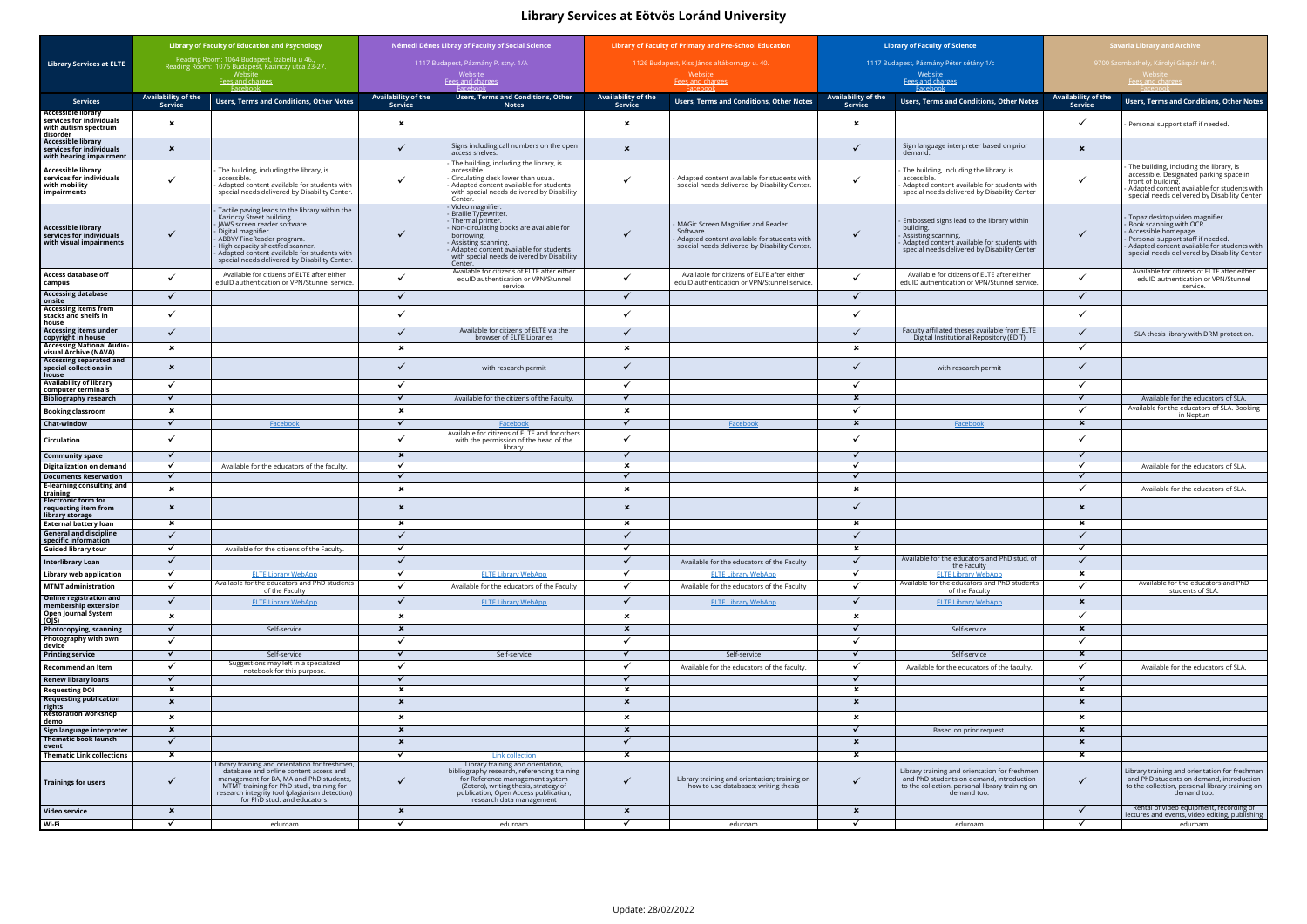# Library Services at Eötvös Loránd University

| Library Services at ELTE | Library of Faculty of Education and Psychology<br>Reading Room: 1064 Budapest, Izabella u.46.,<br>Reading Room: 1075 Budapest, Kazinczy utca 23-27.<br>Website<br>Fees and charges<br>Facebook | | Némedi Dénes Libray of Faculty of Social Science<br>1117 Budapest, Pázmány P. stny. 1/A<br>Website<br>Fees and charges<br>Facebook | | Library of Faculty of Primary and Pre-School Education<br>1126 Budapest, Kiss János altábornagy u. 40.<br>Website<br>Fees and charges<br>Facebook | | Library of Faculty of Science<br>1117 Budapest, Pázmány Péter sétány 1/c<br>Website<br>Fees and charges<br>Facebook | | Savaria Library and Archive<br>9700 Szombathely, Károlyi Gáspár tér 4.<br>Website<br>Fees and charges<br>Facebook | |
|---|---|---|---|---|---|---|---|---|---|---|
| **Services** | **Availability of the Service** | **Users, Terms and Conditions, Other Notes** | **Availability of the Service** | **Users, Terms and Conditions, Other Notes** | **Availability of the Service** | **Users, Terms and Conditions, Other Notes** | **Availability of the Service** | **Users, Terms and Conditions, Other Notes** | **Availability of the Service** | **Users, Terms and Conditions, Other Notes** |
| **Accessible library services for individuals with autism spectrum disorder** | ✗ | | ✗ | | ✗ | | ✗ | | ✓ | - Personal support staff if needed. |
| **Accessible library services for individuals with hearing impairment** | ✗ | | ✓ | Signs including call numbers on the open access shelves. | ✗ | | ✓ | Sign language interpreter based on prior demand. | ✗ | |
| **Accessible library services for individuals with mobility impairments** | ✓ | - The building, including the library, is accessible.<br>- Adapted content available for students with special needs delivered by Disability Center. | ✓ | - The building, including the library, is accessible.<br>- Circulating desk lower than usual.<br>- Adapted content available for students with special needs delivered by Disability Center. | ✓ | - Adapted content available for students with special needs delivered by Disability Center. | ✓ | - The building, including the library, is accessible.<br>- Adapted content available for students with special needs delivered by Disability Center | ✓ | - The building, including the library, is accessible. Designated parking space in front of building.<br>- Adapted content available for students with special needs delivered by Disability Center |
| **Accessible library services for individuals with visual impairments** | ✓ | - Tactile paving leads to the library within the Kazinczy Street building.<br>- JAWS screen reader software.<br>- Digital magnifier.<br>- ABBYY FineReader program.<br>- High capacity sheetfed scanner.<br>- Adapted content available for students with special needs delivered by Disability Center. | ✓ | - Video magnifier.<br>- Braille Typewriter.<br>- Thermal printer.<br>- Non-circulating books are available for borrowing.<br>- Assisting scanning.<br>- Adapted content available for students with special needs delivered by Disability Center. | ✓ | - MAGic Screen Magnifier and Reader Software.<br>- Adapted content available for students with special needs delivered by Disability Center. | ✓ | - Embossed signs lead to the library within building.<br>- Assisting scanning.<br>- Adapted content available for students with special needs delivered by Disability Center | ✓ | - Topaz desktop video magnifier.<br>- Book scanning with OCR.<br>- Accessible homepage.<br>- Personal support staff if needed.<br>- Adapted content available for students with special needs delivered by Disability Center |
| **Access database off campus** | ✓ | Available for citizens of ELTE after either eduID authentication or VPN/Stunnel service. | ✓ | Available for citizens of ELTE after either eduID authentication or VPN/Stunnel service. | ✓ | Available for citizens of ELTE after either eduID authentication or VPN/Stunnel service. | ✓ | Available for citizens of ELTE after either eduID authentication or VPN/Stunnel service. | ✓ | Available for citizens of ELTE after either eduID authentication or VPN/Stunnel service. |
| **Accessing database onsite** | ✓ | | ✓ | | ✓ | | ✓ | | ✓ | |
| **Accessing items from stacks and shelfs in house** | ✓ | | ✓ | | ✓ | | ✓ | | ✓ | |
| **Accessing items under copyright in house** | ✓ | | ✓ | Available for citizens of ELTE via the browser of ELTE Libraries | ✓ | | ✓ | Faculty affiliated theses available from ELTE Digital Institutional Repository (EDIT) | ✓ | SLA thesis library with DRM protection. |
| **Accessing National Audio-visual Archive (NAVA)** | ✗ | | ✗ | | ✗ | | ✗ | | ✓ | |
| **Accessing separated and special collections in house** | ✗ | | ✓ | with research permit | ✓ | | ✓ | with research permit | ✓ | |
| **Availability of library computer terminals** | ✓ | | ✓ | | ✓ | | ✓ | | ✓ | |
| **Bibliography research** | ✓ | | ✓ | Available for the citizens of the Faculty. | ✓ | | ✗ | | ✓ | Available for the educators of SLA. |
| **Booking classroom** | ✗ | | ✗ | | ✗ | | ✓ | | ✓ | Available for the educators of SLA. Booking in Neptun |
| **Chat-window** | ✓ | Facebook | ✓ | Facebook | ✓ | Facebook | ✗ | Facebook | ✗ | |
| **Circulation** | ✓ | | ✓ | Available for citizens of ELTE and for others with the permission of the head of the library. | ✓ | | ✓ | | ✓ | |
| **Community space** | ✓ | | ✗ | | ✓ | | ✓ | | ✓ | |
| **Digitalization on demand** | ✓ | Available for the educators of the faculty. | ✓ | | ✗ | | ✓ | | ✓ | Available for the educators of SLA. |
| **Documents Reservation** | ✓ | | ✓ | | ✓ | | ✓ | | ✓ | |
| **E-learning consulting and training** | ✗ | | ✗ | | ✗ | | ✗ | | ✓ | Available for the educators of SLA. |
| **Electronic form for requesting item from library storage** | ✗ | | ✗ | | ✗ | | ✓ | | ✗ | |
| **External battery loan** | ✗ | | ✗ | | ✗ | | ✗ | | ✗ | |
| **General and discipline specific information** | ✓ | | ✓ | | ✓ | | ✓ | | ✓ | |
| **Guided library tour** | ✓ | Available for the citizens of the Faculty. | ✓ | | ✓ | | ✗ | | ✓ | |
| **Interlibrary Loan** | ✓ | | ✓ | | ✓ | Available for the educators of the Faculty | ✓ | Available for the educators and PhD stud. of the Faculty | ✓ | |
| **Library web application** | ✓ | ELTE Library WebApp | ✓ | ELTE Library WebApp | ✓ | ELTE Library WebApp | ✓ | ELTE Library WebApp | ✗ | |
| **MTMT administration** | ✓ | Available for the educators and PhD students of the Faculty | ✓ | Available for the educators of the Faculty | ✓ | Available for the educators of the Faculty | ✓ | Available for the educators and PhD students of the Faculty | ✓ | Available for the educators and PhD students of SLA. |
| **Online registration and membership extension** | ✓ | ELTE Library WebApp | ✓ | ELTE Library WebApp | ✓ | ELTE Library WebApp | ✓ | ELTE Library WebApp | ✗ | |
| **Open Journal System (OJS)** | ✗ | | ✗ | | ✗ | | ✗ | | ✓ | |
| **Photocopying, scanning** | ✓ | Self-service | ✗ | | ✗ | | ✓ | Self-service | ✗ | |
| **Photography with own device** | ✓ | | ✓ | | ✓ | | ✓ | | ✓ | |
| **Printing service** | ✓ | Self-service | ✓ | Self-service | ✓ | Self-service | ✓ | Self-service | ✗ | |
| **Recommend an Item** | ✓ | Suggestions may left in a specialized notebook for this purpose. | ✓ | | ✓ | Available for the educators of the faculty. | ✓ | Available for the educators of the faculty. | ✓ | Available for the educators of SLA. |
| **Renew library loans** | ✓ | | ✓ | | ✓ | | ✓ | | ✓ | |
| **Requesting DOI** | ✗ | | ✗ | | ✗ | | ✗ | | ✗ | |
| **Requesting publication rights** | ✗ | | ✗ | | ✗ | | ✗ | | ✗ | |
| **Restoration workshop demo** | ✗ | | ✗ | | ✗ | | ✗ | | ✗ | |
| **Sign language interpreter** | ✗ | | ✗ | | ✗ | | ✓ | Based on prior request. | ✗ | |
| **Thematic book launch event** | ✓ | | ✗ | | ✓ | | ✗ | | ✗ | |
| **Thematic Link collections** | ✗ | | ✓ | Link collection | ✗ | | ✗ | | ✗ | |
| **Trainings for users** | ✓ | Library training and orientation for freshmen, database and online content access and management for BA, MA and PhD students, MTMT training for PhD stud., training for research integrity tool (plagiarism detection) for PhD stud. and educators. | ✓ | Library training and orientation, bibliography research, referencing training for Reference management system (Zotero), writing thesis, strategy of publication, Open Access publication, research data management | ✓ | Library training and orientation; training on how to use databases; writing thesis | ✓ | Library training and orientation for freshmen and PhD students on demand, introduction to the collection, personal library training on demand too. | ✓ | Library training and orientation for freshmen and PhD students on demand, introduction to the collection, personal library training on demand too. |
| **Video service** | ✗ | | ✗ | | ✗ | | ✗ | | ✓ | Rental of video equipment, recording of lectures and events, video editing, publishing |
| **Wi-Fi** | ✓ | eduroam | ✓ | eduroam | ✓ | eduroam | ✓ | eduroam | ✓ | eduroam |

Update: 28/02/2022